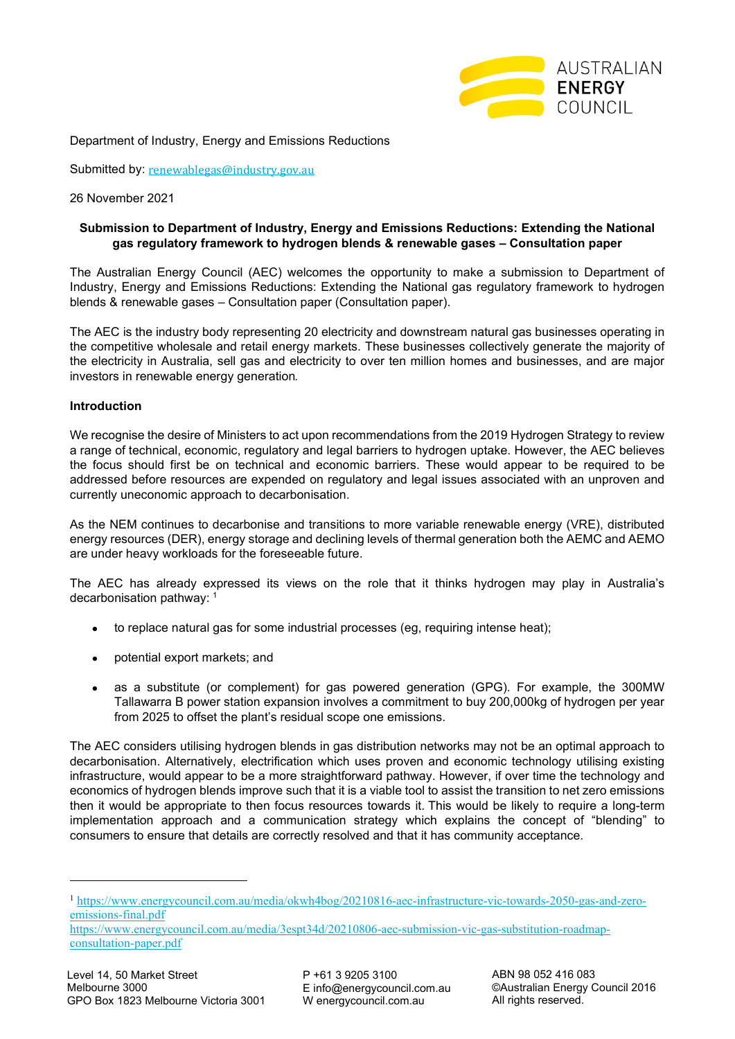Department of Industry, Energy and Emissions Reductions

Submitted by: renewablegas@industry.gov.au

26 November 2021

**Submission to Department of Industry, Energy and Emissions Reductions: Extending the National gas regulatory framework to hydrogen blends & renewable gases – Consultation paper**

The Australian Energy Council (AEC) welcomes the opportunity to make a submission to Department of Industry, Energy and Emissions Reductions: Extending the National gas regulatory framework to hydrogen blends & renewable gases – Consultation paper (Consultation paper).

The AEC is the industry body representing 20 electricity and downstream natural gas businesses operating in the competitive wholesale and retail energy markets. These businesses collectively generate the majority of the electricity in Australia, sell gas and electricity to over ten million homes and businesses, and are major investors in renewable energy generation.

**Introduction**

We recognise the desire of Ministers to act upon recommendations from the 2019 Hydrogen Strategy to review a range of technical, economic, regulatory and legal barriers to hydrogen uptake. However, the AEC believes the focus should first be on technical and economic barriers. These would appear to be required to be addressed before resources are expended on regulatory and legal issues associated with an unproven and currently uneconomic approach to decarbonisation.

As the NEM continues to decarbonise and transitions to more variable renewable energy (VRE), distributed energy resources (DER), energy storage and declining levels of thermal generation both the AEMC and AEMO are under heavy workloads for the foreseeable future.

The AEC has already expressed its views on the role that it thinks hydrogen may play in Australia's decarbonisation pathway: [1]

- to replace natural gas for some industrial processes (eg, requiring intense heat);
- potential export markets; and
- as a substitute (or complement) for gas powered generation (GPG). For example, the 300MW Tallawarra B power station expansion involves a commitment to buy 200,000kg of hydrogen per year from 2025 to offset the plant's residual scope one emissions.

The AEC considers utilising hydrogen blends in gas distribution networks may not be an optimal approach to decarbonisation. Alternatively, electrification which uses proven and economic technology utilising existing infrastructure, would appear to be a more straightforward pathway. However, if over time the technology and economics of hydrogen blends improve such that it is a viable tool to assist the transition to net zero emissions then it would be appropriate to then focus resources towards it. This would be likely to require a long-term implementation approach and a communication strategy which explains the concept of "blending" to consumers to ensure that details are correctly resolved and that it has community acceptance.

---

[1] https://www.energycouncil.com.au/media/okwh4bog/20210816-aec-infrastructure-vic-towards-2050-gas-and-zero-emissions-final.pdf
https://www.energycouncil.com.au/media/3espt34d/20210806-aec-submission-vic-gas-substitution-roadmap-consultation-paper.pdf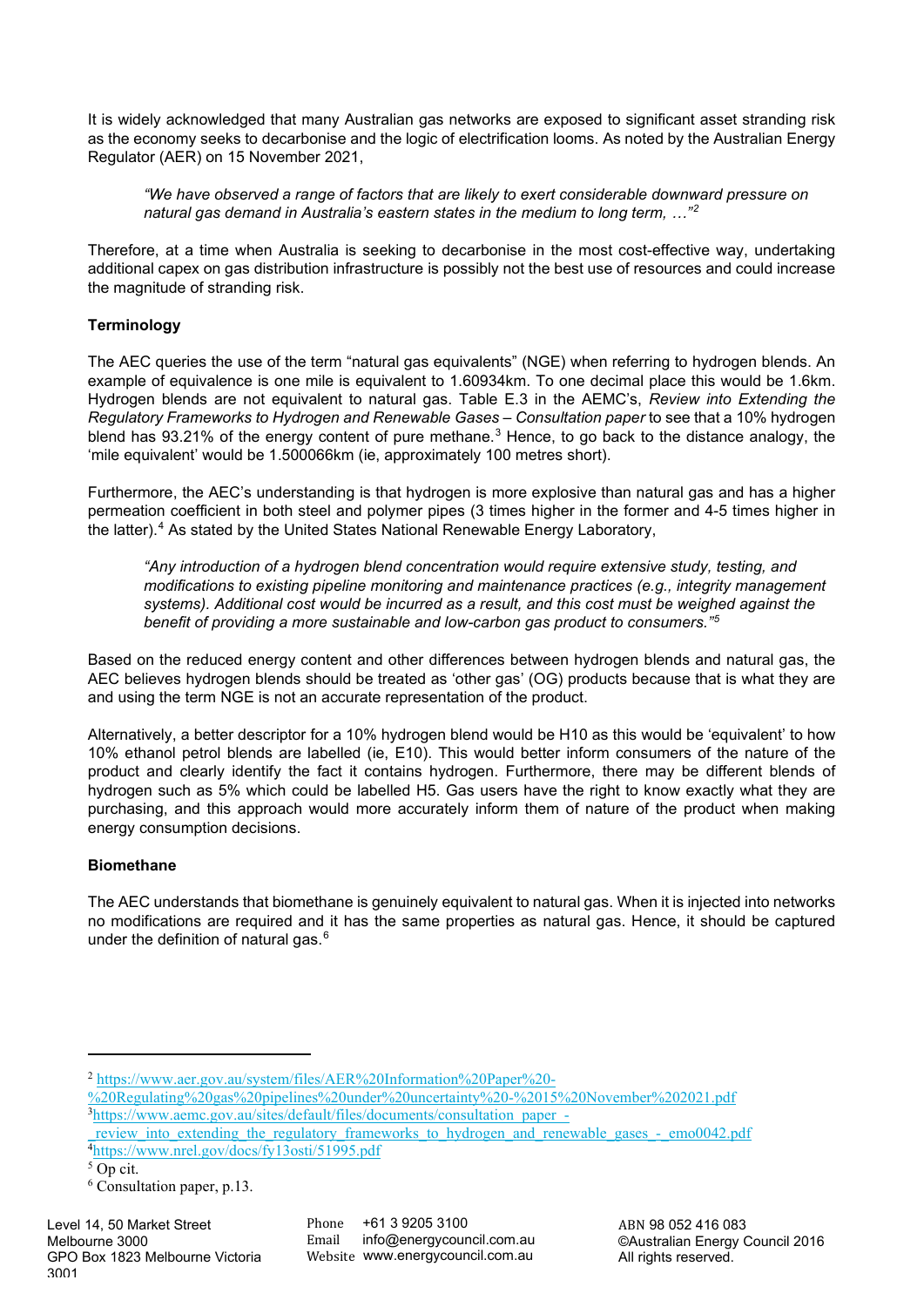It is widely acknowledged that many Australian gas networks are exposed to significant asset stranding risk as the economy seeks to decarbonise and the logic of electrification looms. As noted by the Australian Energy Regulator (AER) on 15 November 2021,

> *"We have observed a range of factors that are likely to exert considerable downward pressure on natural gas demand in Australia's eastern states in the medium to long term, …"*[2]

Therefore, at a time when Australia is seeking to decarbonise in the most cost-effective way, undertaking additional capex on gas distribution infrastructure is possibly not the best use of resources and could increase the magnitude of stranding risk.

**Terminology**

The AEC queries the use of the term "natural gas equivalents" (NGE) when referring to hydrogen blends. An example of equivalence is one mile is equivalent to 1.60934km. To one decimal place this would be 1.6km. Hydrogen blends are not equivalent to natural gas. Table E.3 in the AEMC's, *Review into Extending the Regulatory Frameworks to Hydrogen and Renewable Gases – Consultation paper* to see that a 10% hydrogen blend has 93.21% of the energy content of pure methane.[3] Hence, to go back to the distance analogy, the 'mile equivalent' would be 1.500066km (ie, approximately 100 metres short).

Furthermore, the AEC's understanding is that hydrogen is more explosive than natural gas and has a higher permeation coefficient in both steel and polymer pipes (3 times higher in the former and 4-5 times higher in the latter).[4] As stated by the United States National Renewable Energy Laboratory,

> *"Any introduction of a hydrogen blend concentration would require extensive study, testing, and modifications to existing pipeline monitoring and maintenance practices (e.g., integrity management systems). Additional cost would be incurred as a result, and this cost must be weighed against the benefit of providing a more sustainable and low-carbon gas product to consumers."*[5]

Based on the reduced energy content and other differences between hydrogen blends and natural gas, the AEC believes hydrogen blends should be treated as 'other gas' (OG) products because that is what they are and using the term NGE is not an accurate representation of the product.

Alternatively, a better descriptor for a 10% hydrogen blend would be H10 as this would be 'equivalent' to how 10% ethanol petrol blends are labelled (ie, E10). This would better inform consumers of the nature of the product and clearly identify the fact it contains hydrogen. Furthermore, there may be different blends of hydrogen such as 5% which could be labelled H5. Gas users have the right to know exactly what they are purchasing, and this approach would more accurately inform them of nature of the product when making energy consumption decisions.

**Biomethane**

The AEC understands that biomethane is genuinely equivalent to natural gas. When it is injected into networks no modifications are required and it has the same properties as natural gas. Hence, it should be captured under the definition of natural gas.[6]

---

[2] https://www.aer.gov.au/system/files/AER%20Information%20Paper%20-%20Regulating%20gas%20pipelines%20under%20uncertainty%20-%2015%20November%202021.pdf

[3] https://www.aemc.gov.au/sites/default/files/documents/consultation_paper_-_review_into_extending_the_regulatory_frameworks_to_hydrogen_and_renewable_gases_-_emo0042.pdf

[4] https://www.nrel.gov/docs/fy13osti/51995.pdf

[5] Op cit.

[6] Consultation paper, p.13.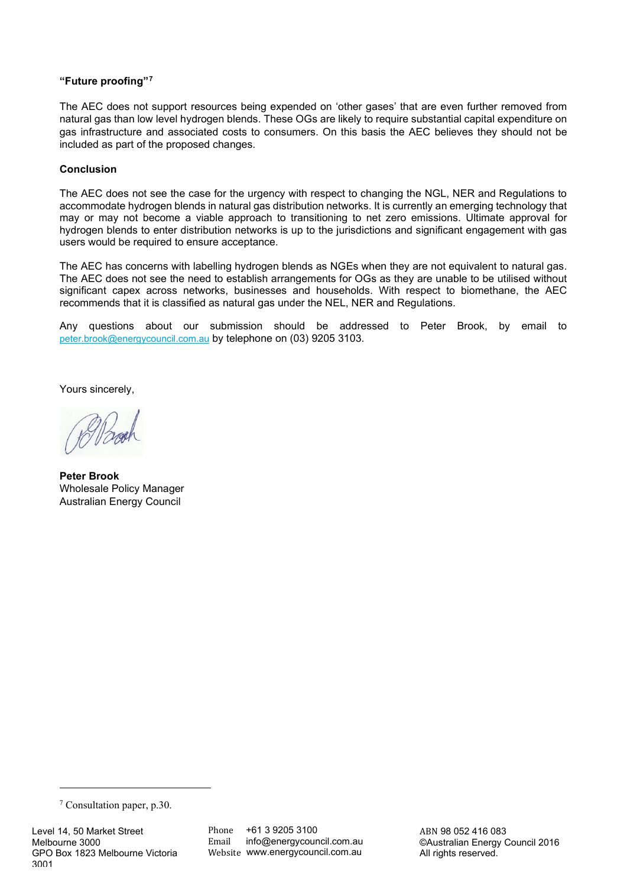**“Future proofing”**[7]

The AEC does not support resources being expended on ‘other gases’ that are even further removed from natural gas than low level hydrogen blends. These OGs are likely to require substantial capital expenditure on gas infrastructure and associated costs to consumers. On this basis the AEC believes they should not be included as part of the proposed changes.

**Conclusion**

The AEC does not see the case for the urgency with respect to changing the NGL, NER and Regulations to accommodate hydrogen blends in natural gas distribution networks. It is currently an emerging technology that may or may not become a viable approach to transitioning to net zero emissions. Ultimate approval for hydrogen blends to enter distribution networks is up to the jurisdictions and significant engagement with gas users would be required to ensure acceptance.

The AEC has concerns with labelling hydrogen blends as NGEs when they are not equivalent to natural gas. The AEC does not see the need to establish arrangements for OGs as they are unable to be utilised without significant capex across networks, businesses and households. With respect to biomethane, the AEC recommends that it is classified as natural gas under the NEL, NER and Regulations.

Any questions about our submission should be addressed to Peter Brook, by email to peter.brook@energycouncil.com.au by telephone on (03) 9205 3103.

Yours sincerely,

**Peter Brook**
Wholesale Policy Manager
Australian Energy Council

[7] Consultation paper, p.30.

Level 14, 50 Market Street
Melbourne 3000
GPO Box 1823 Melbourne Victoria 3001

Phone +61 3 9205 3100
Email info@energycouncil.com.au
Website www.energycouncil.com.au

ABN 98 052 416 083
©Australian Energy Council 2016
All rights reserved.